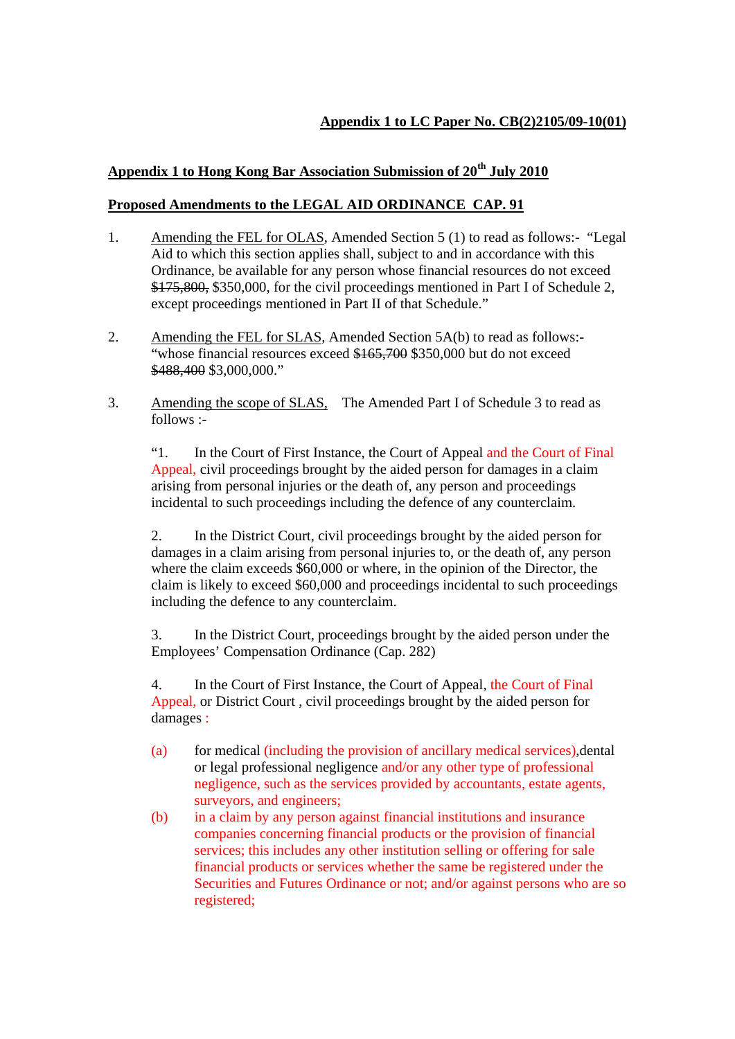**Appendix 1 to LC Paper No. CB(2)2105/09-10(01)**

**Appendix 1 to Hong Kong Bar Association Submission of 20th July 2010**

**Proposed Amendments to the LEGAL AID ORDINANCE CAP. 91**

1. Amending the FEL for OLAS, Amended Section 5 (1) to read as follows:- "Legal Aid to which this section applies shall, subject to and in accordance with this Ordinance, be available for any person whose financial resources do not exceed ~~$175,800,~~ $350,000, for the civil proceedings mentioned in Part I of Schedule 2, except proceedings mentioned in Part II of that Schedule."

2. Amending the FEL for SLAS, Amended Section 5A(b) to read as follows:- "whose financial resources exceed ~~$165,700~~ $350,000 but do not exceed ~~$488,400~~ $3,000,000."

3. Amending the scope of SLAS, The Amended Part I of Schedule 3 to read as follows :-

   "1. In the Court of First Instance, the Court of Appeal and the Court of Final Appeal, civil proceedings brought by the aided person for damages in a claim arising from personal injuries or the death of, any person and proceedings incidental to such proceedings including the defence of any counterclaim.

   2. In the District Court, civil proceedings brought by the aided person for damages in a claim arising from personal injuries to, or the death of, any person where the claim exceeds $60,000 or where, in the opinion of the Director, the claim is likely to exceed $60,000 and proceedings incidental to such proceedings including the defence to any counterclaim.

   3. In the District Court, proceedings brought by the aided person under the Employees' Compensation Ordinance (Cap. 282)

   4. In the Court of First Instance, the Court of Appeal, the Court of Final Appeal, or District Court , civil proceedings brought by the aided person for damages :

   (a) for medical (including the provision of ancillary medical services),dental or legal professional negligence and/or any other type of professional negligence, such as the services provided by accountants, estate agents, surveyors, and engineers;

   (b) in a claim by any person against financial institutions and insurance companies concerning financial products or the provision of financial services; this includes any other institution selling or offering for sale financial products or services whether the same be registered under the Securities and Futures Ordinance or not; and/or against persons who are so registered;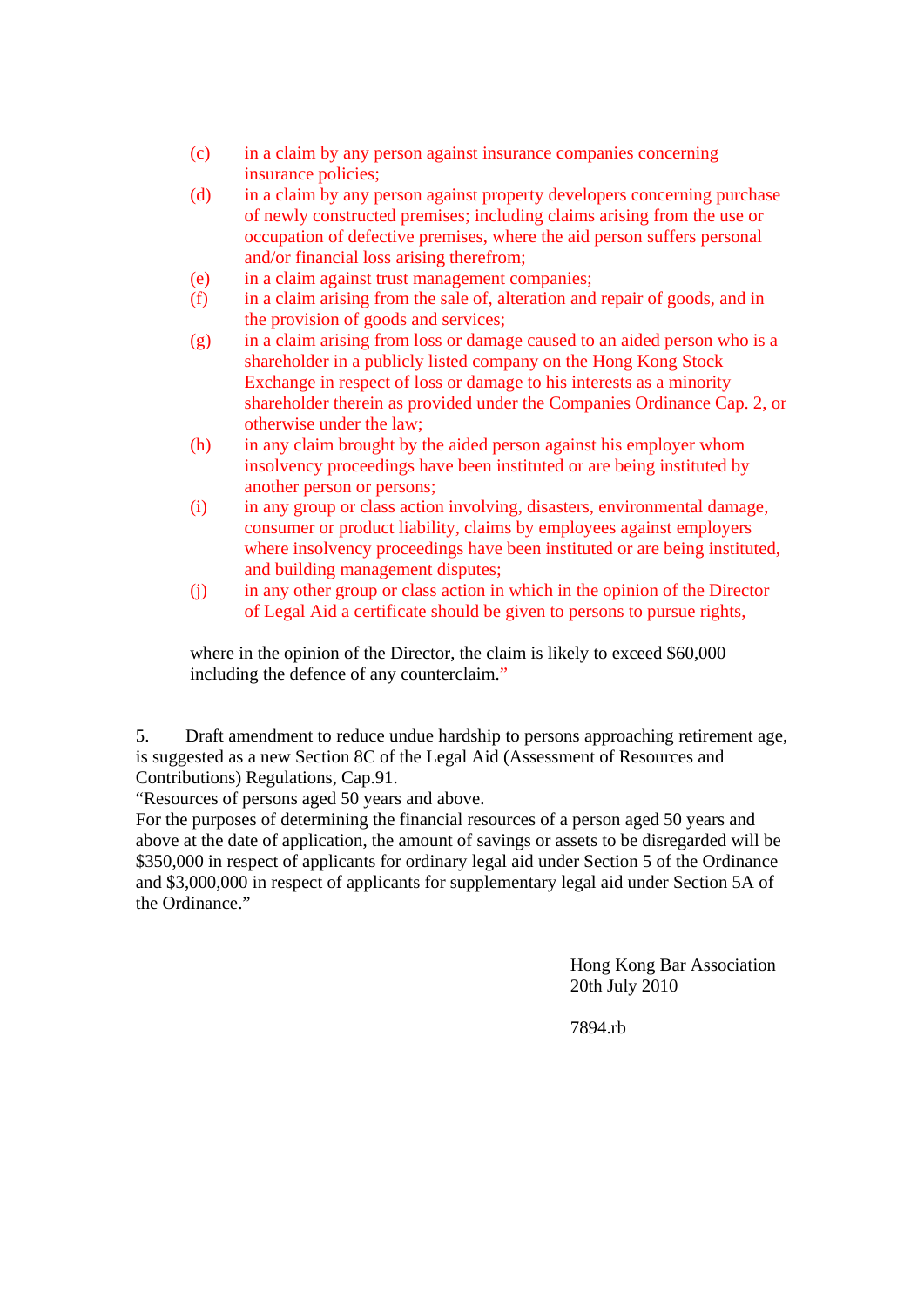(c) in a claim by any person against insurance companies concerning insurance policies;

(d) in a claim by any person against property developers concerning purchase of newly constructed premises; including claims arising from the use or occupation of defective premises, where the aid person suffers personal and/or financial loss arising therefrom;

(e) in a claim against trust management companies;

(f) in a claim arising from the sale of, alteration and repair of goods, and in the provision of goods and services;

(g) in a claim arising from loss or damage caused to an aided person who is a shareholder in a publicly listed company on the Hong Kong Stock Exchange in respect of loss or damage to his interests as a minority shareholder therein as provided under the Companies Ordinance Cap. 2, or otherwise under the law;

(h) in any claim brought by the aided person against his employer whom insolvency proceedings have been instituted or are being instituted by another person or persons;

(i) in any group or class action involving, disasters, environmental damage, consumer or product liability, claims by employees against employers where insolvency proceedings have been instituted or are being instituted, and building management disputes;

(j) in any other group or class action in which in the opinion of the Director of Legal Aid a certificate should be given to persons to pursue rights,

where in the opinion of the Director, the claim is likely to exceed $60,000 including the defence of any counterclaim."

5. Draft amendment to reduce undue hardship to persons approaching retirement age, is suggested as a new Section 8C of the Legal Aid (Assessment of Resources and Contributions) Regulations, Cap.91.

"Resources of persons aged 50 years and above.

For the purposes of determining the financial resources of a person aged 50 years and above at the date of application, the amount of savings or assets to be disregarded will be $350,000 in respect of applicants for ordinary legal aid under Section 5 of the Ordinance and $3,000,000 in respect of applicants for supplementary legal aid under Section 5A of the Ordinance."

Hong Kong Bar Association
20th July 2010

7894.rb